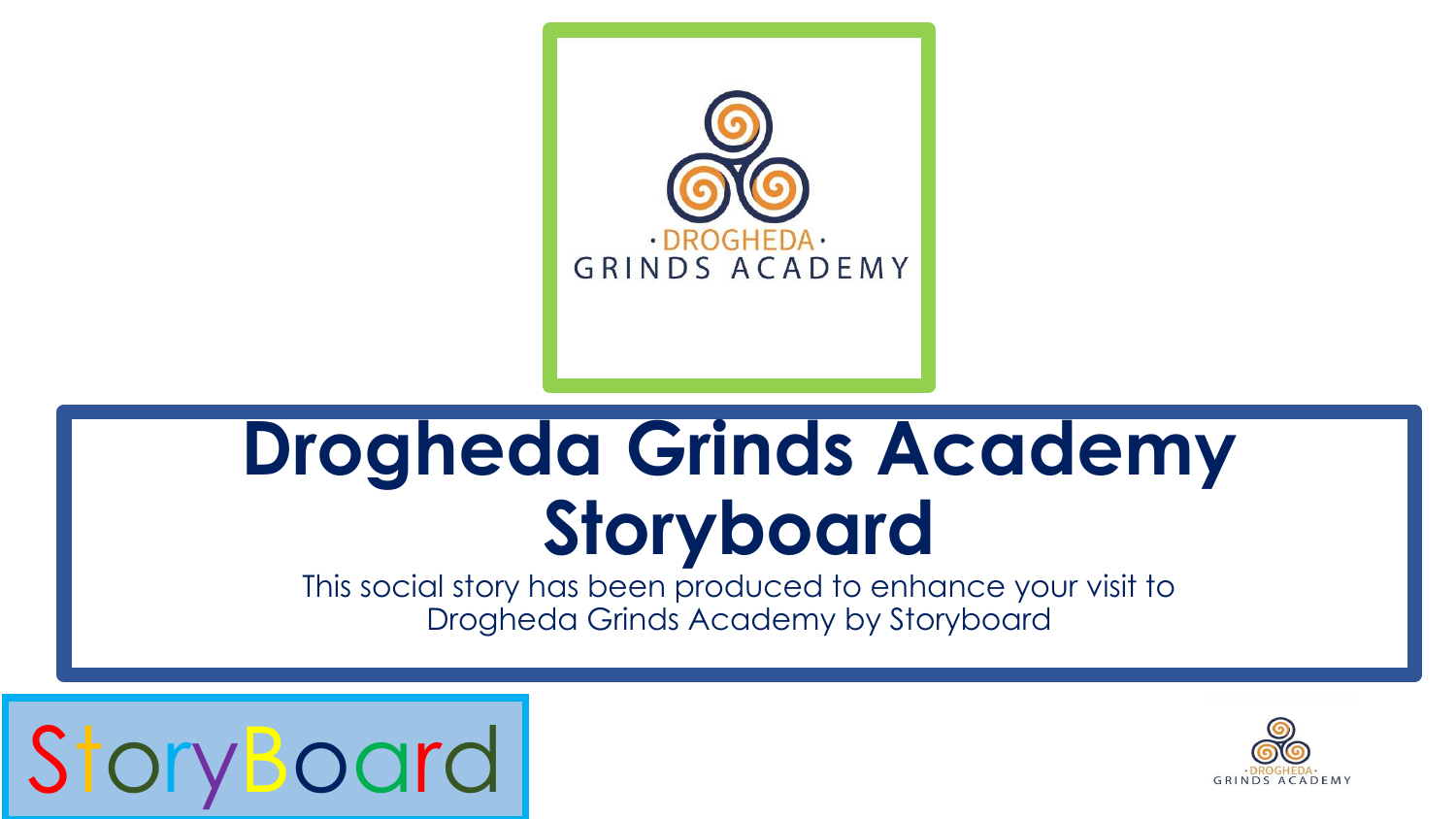DROGHEDA GRINDS ACADEMY

# Drogheda Grinds Academy Storyboard

This social story has been produced to enhance your visit to Drogheda Grinds Academy by Storyboard

StoryBoard

DROGHEDA GRINDS ACADEMY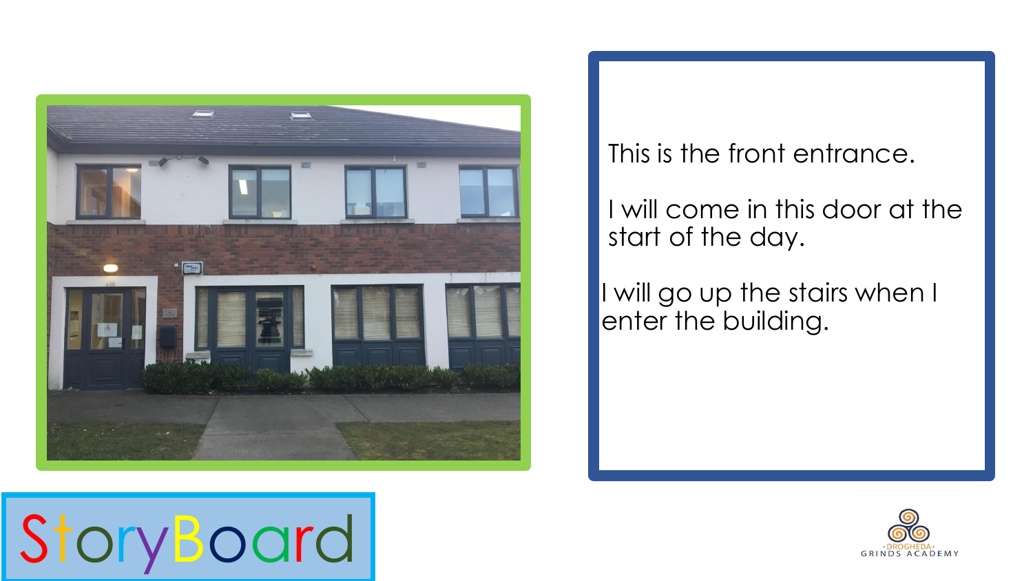This is the front entrance.

I will come in this door at the start of the day.

I will go up the stairs when I enter the building.

StoryBoard

DROGHEDA GRINDS ACADEMY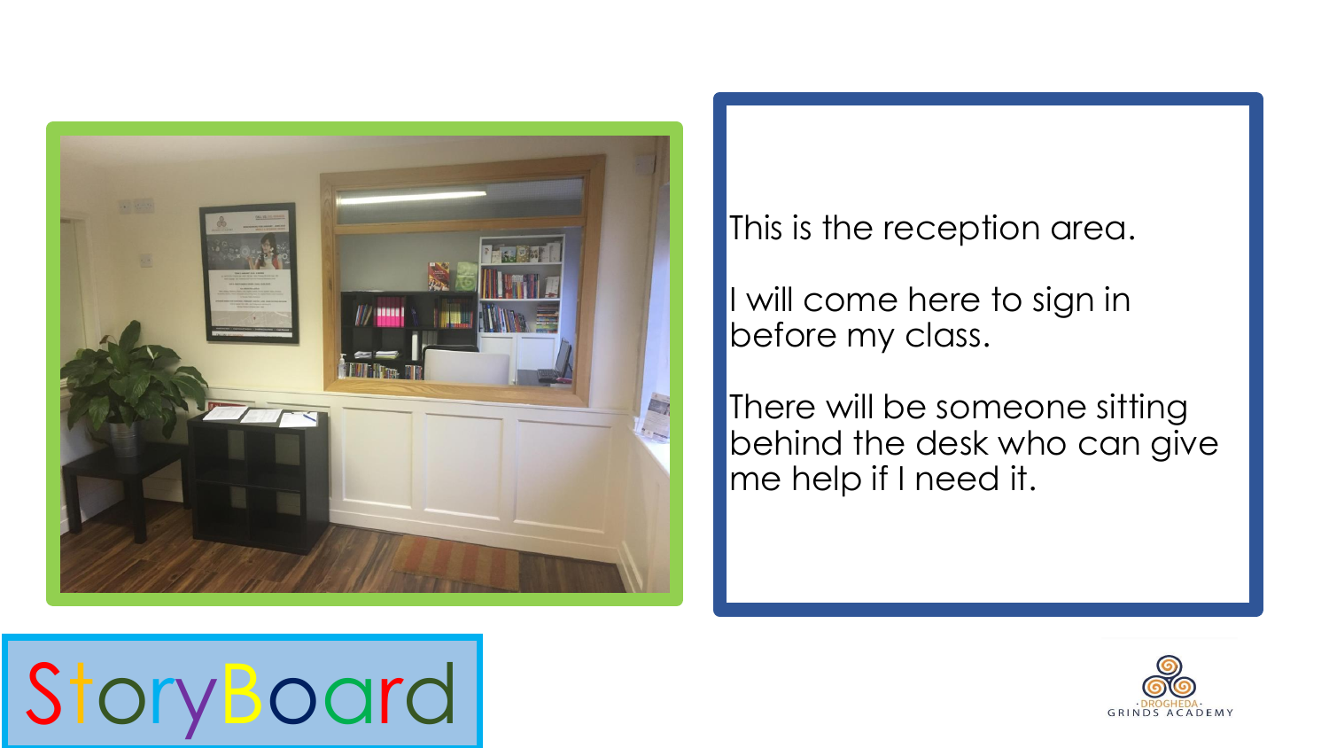This is the reception area.

I will come here to sign in before my class.

There will be someone sitting behind the desk who can give me help if I need it.

StoryBoard

DROGHEDA GRINDS ACADEMY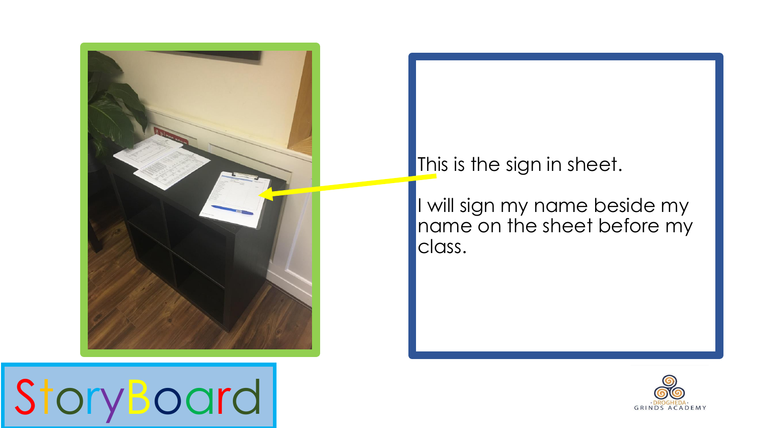This is the sign in sheet.

I will sign my name beside my name on the sheet before my class.

StoryBoard

DROGHEDA GRINDS ACADEMY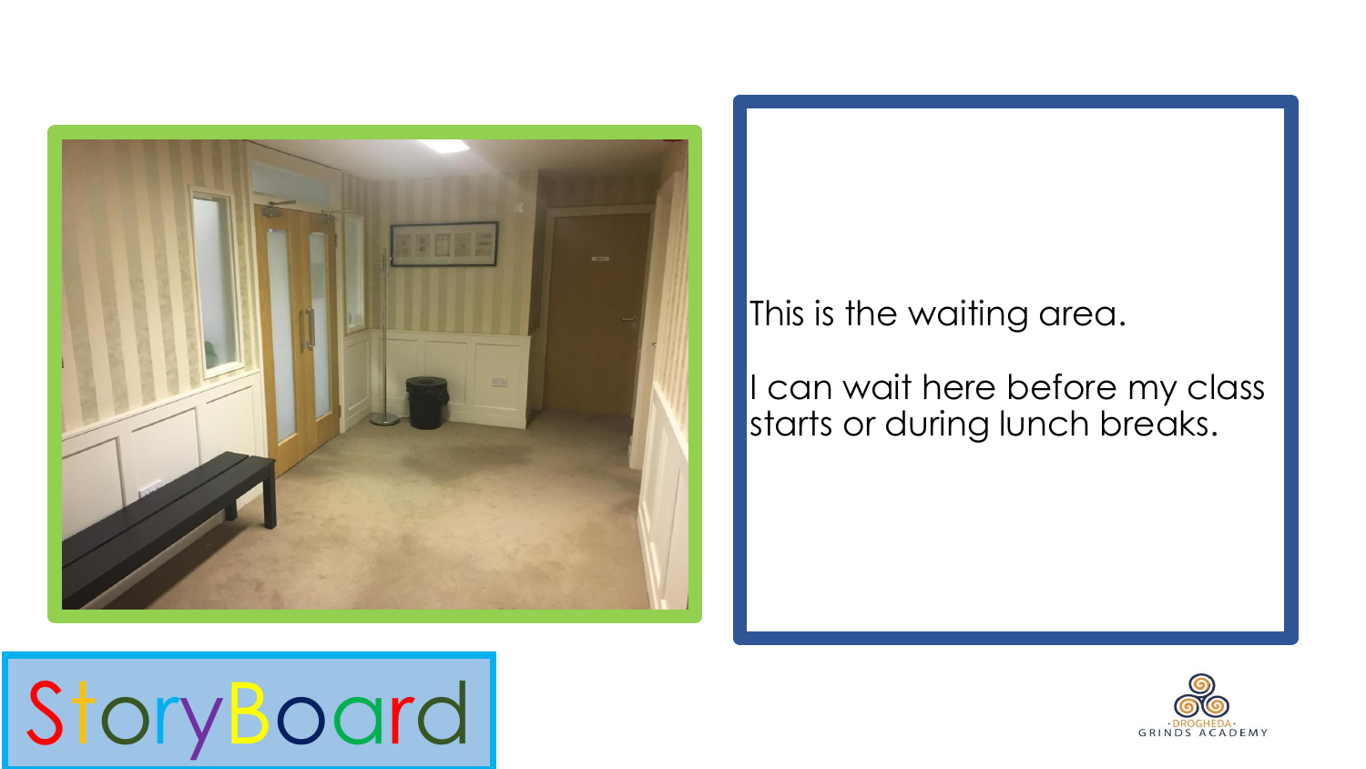This is the waiting area.

I can wait here before my class starts or during lunch breaks.

StoryBoard

DROGHEDA GRINDS ACADEMY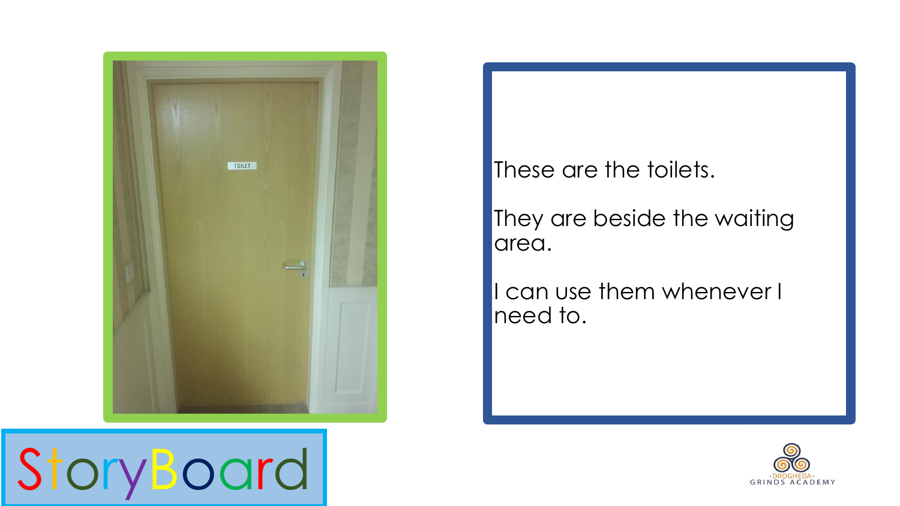These are the toilets.

They are beside the waiting area.

I can use them whenever I need to.

StoryBoard

DROGHEDA GRINDS ACADEMY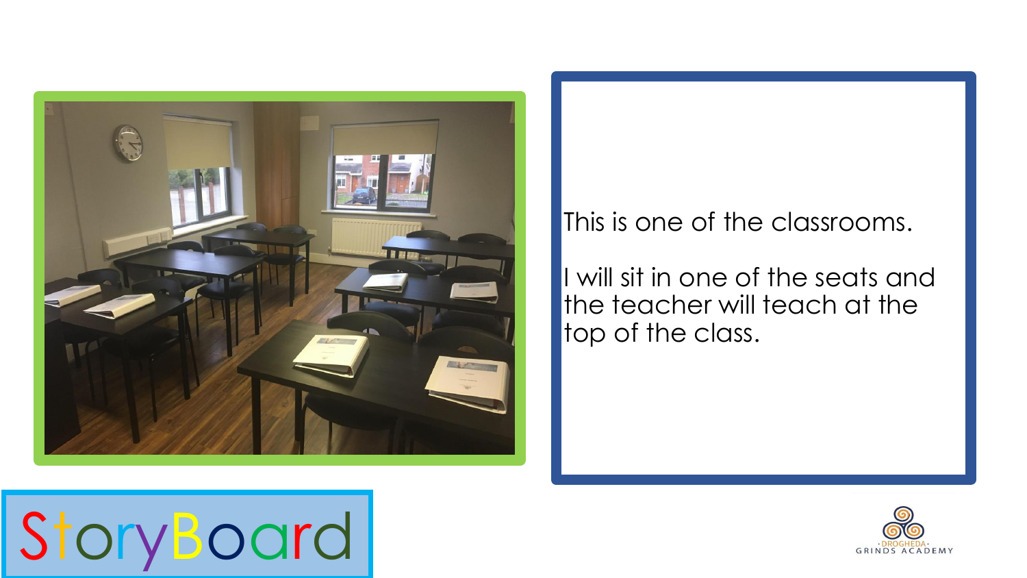This is one of the classrooms.

I will sit in one of the seats and the teacher will teach at the top of the class.

StoryBoard

DROGHEDA GRINDS ACADEMY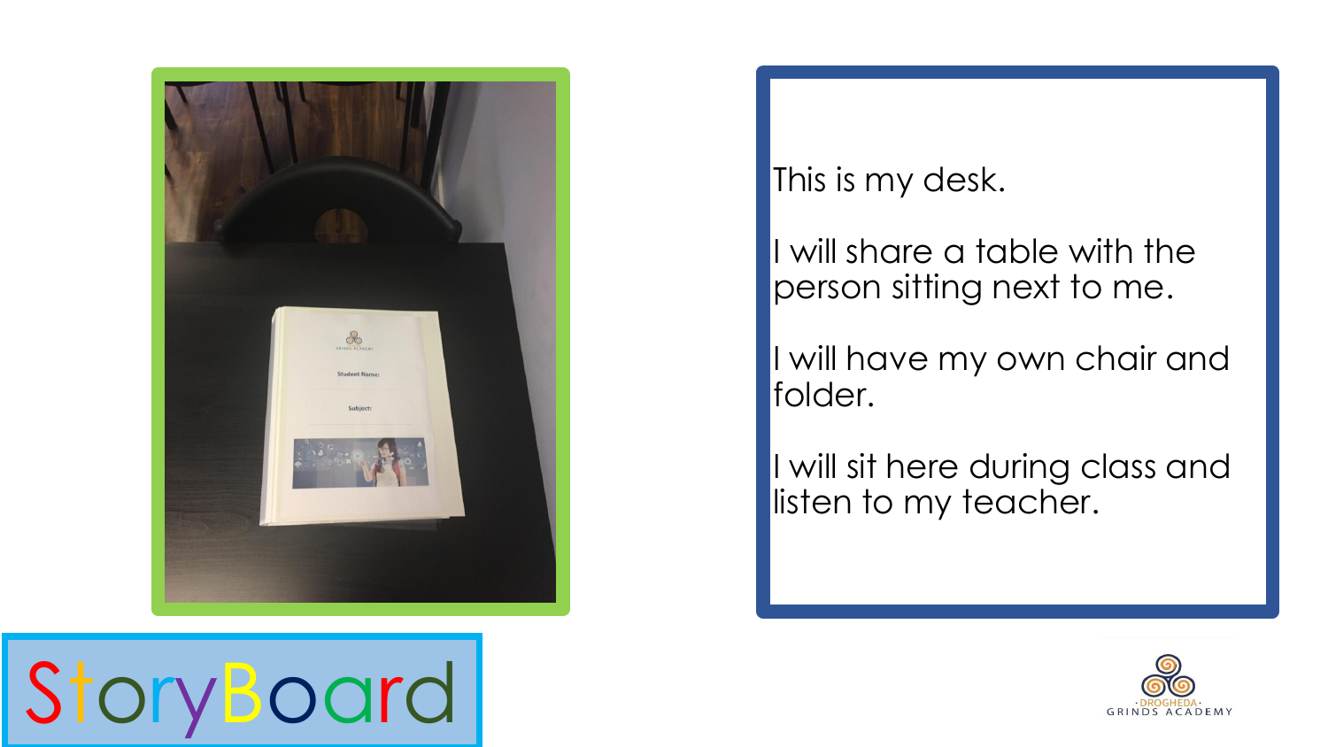This is my desk.

I will share a table with the person sitting next to me.

I will have my own chair and folder.

I will sit here during class and listen to my teacher.

StoryBoard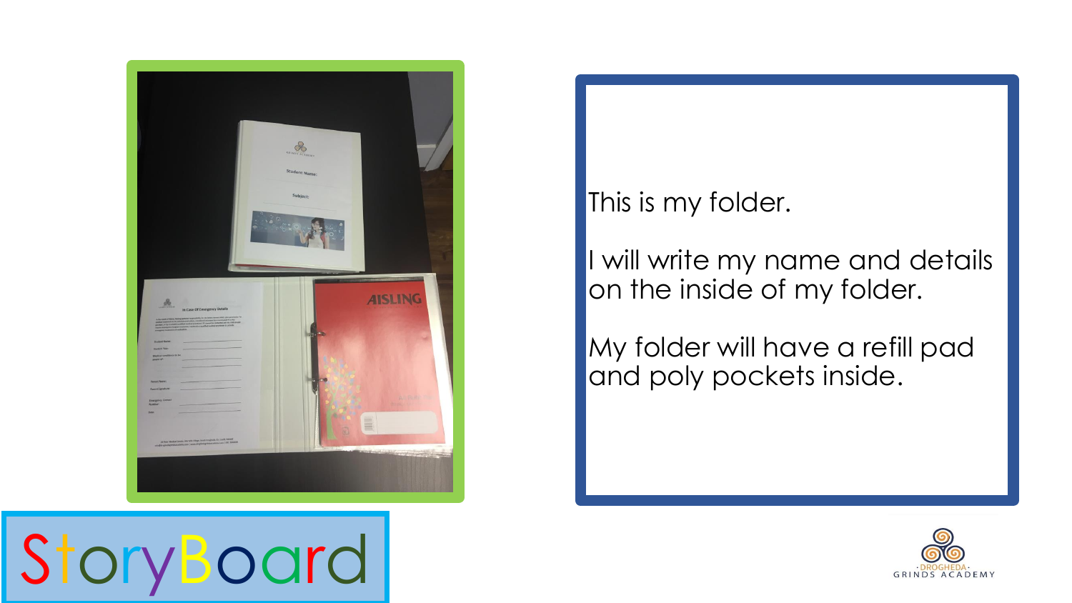This is my folder.

I will write my name and details on the inside of my folder.

My folder will have a refill pad and poly pockets inside.

StoryBoard

DROGHEDA GRINDS ACADEMY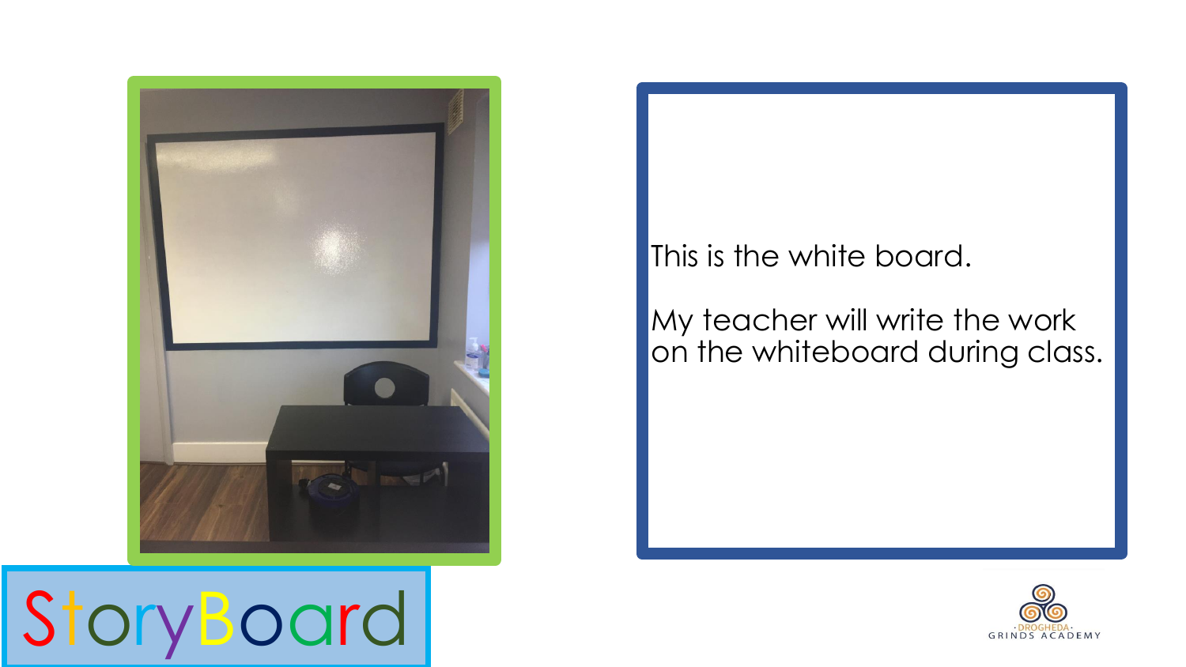This is the white board.

My teacher will write the work on the whiteboard during class.

StoryBoard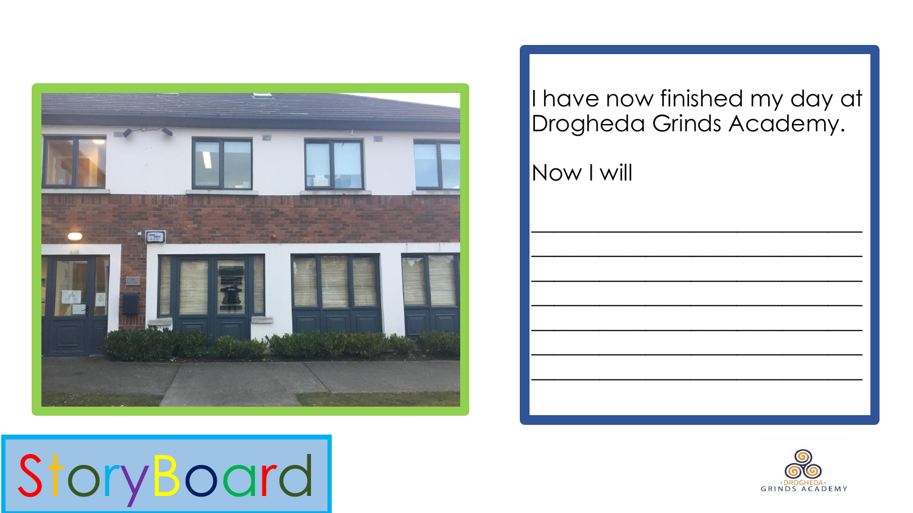I have now finished my day at Drogheda Grinds Academy.

Now I will

______________________________

______________________________

______________________________

______________________________

______________________________

______________________________

______________________________

StoryBoard

DROGHEDA GRINDS ACADEMY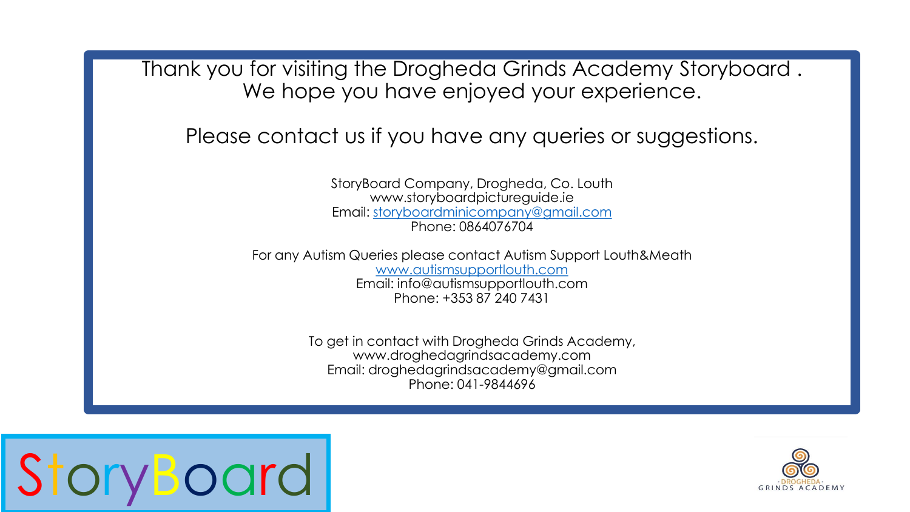Thank you for visiting the Drogheda Grinds Academy Storyboard .
We hope you have enjoyed your experience.

Please contact us if you have any queries or suggestions.

StoryBoard Company, Drogheda, Co. Louth
www.storyboardpictureguide.ie
Email: storyboardminicompany@gmail.com
Phone: 0864076704

For any Autism Queries please contact Autism Support Louth&Meath
www.autismsupportlouth.com
Email: info@autismsupportlouth.com
Phone: +353 87 240 7431

To get in contact with Drogheda Grinds Academy,
www.droghedagrindsacademy.com
Email: droghedagrindsacademy@gmail.com
Phone: 041-9844696

StoryBoard

DROGHEDA GRINDS ACADEMY